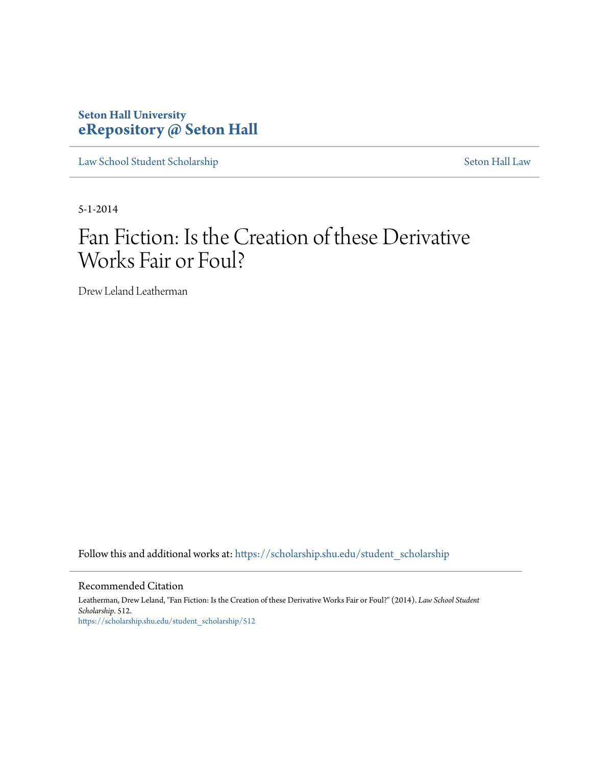**Seton Hall University**
**eRepository @ Seton Hall**

Law School Student Scholarship | Seton Hall Law

5-1-2014

# Fan Fiction: Is the Creation of these Derivative Works Fair or Foul?

Drew Leland Leatherman

Follow this and additional works at: https://scholarship.shu.edu/student_scholarship

## Recommended Citation

Leatherman, Drew Leland, "Fan Fiction: Is the Creation of these Derivative Works Fair or Foul?" (2014). *Law School Student Scholarship*. 512.
https://scholarship.shu.edu/student_scholarship/512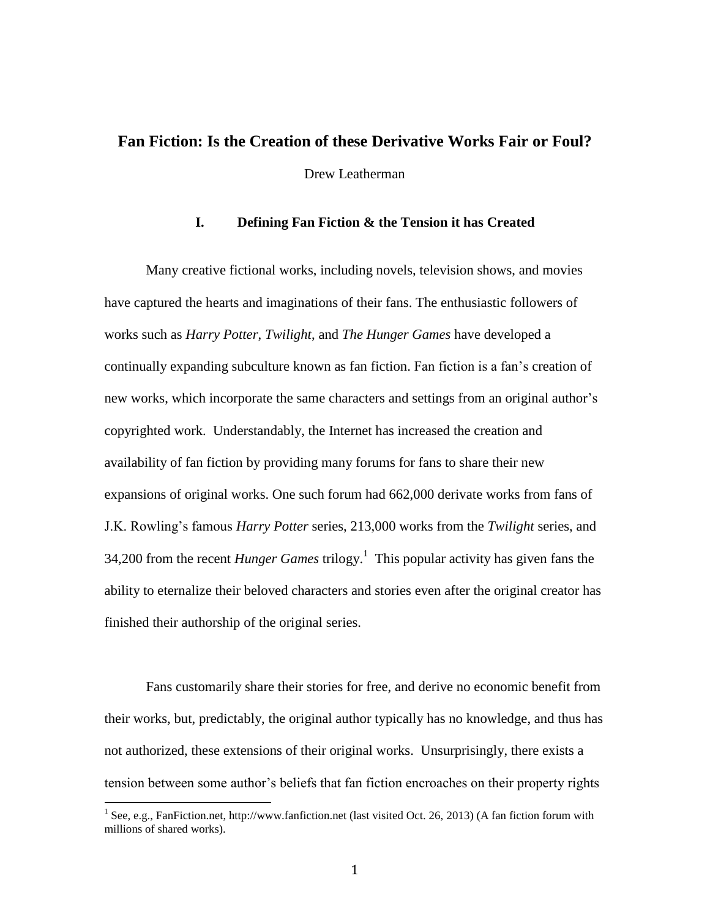# Fan Fiction: Is the Creation of these Derivative Works Fair or Foul?

Drew Leatherman

## I. Defining Fan Fiction & the Tension it has Created

Many creative fictional works, including novels, television shows, and movies have captured the hearts and imaginations of their fans. The enthusiastic followers of works such as *Harry Potter*, *Twilight*, and *The Hunger Games* have developed a continually expanding subculture known as fan fiction. Fan fiction is a fan's creation of new works, which incorporate the same characters and settings from an original author's copyrighted work. Understandably, the Internet has increased the creation and availability of fan fiction by providing many forums for fans to share their new expansions of original works. One such forum had 662,000 derivate works from fans of J.K. Rowling's famous *Harry Potter* series, 213,000 works from the *Twilight* series, and 34,200 from the recent *Hunger Games* trilogy.[1] This popular activity has given fans the ability to eternalize their beloved characters and stories even after the original creator has finished their authorship of the original series.

Fans customarily share their stories for free, and derive no economic benefit from their works, but, predictably, the original author typically has no knowledge, and thus has not authorized, these extensions of their original works. Unsurprisingly, there exists a tension between some author's beliefs that fan fiction encroaches on their property rights

---

[1] See, e.g., FanFiction.net, http://www.fanfiction.net (last visited Oct. 26, 2013) (A fan fiction forum with millions of shared works).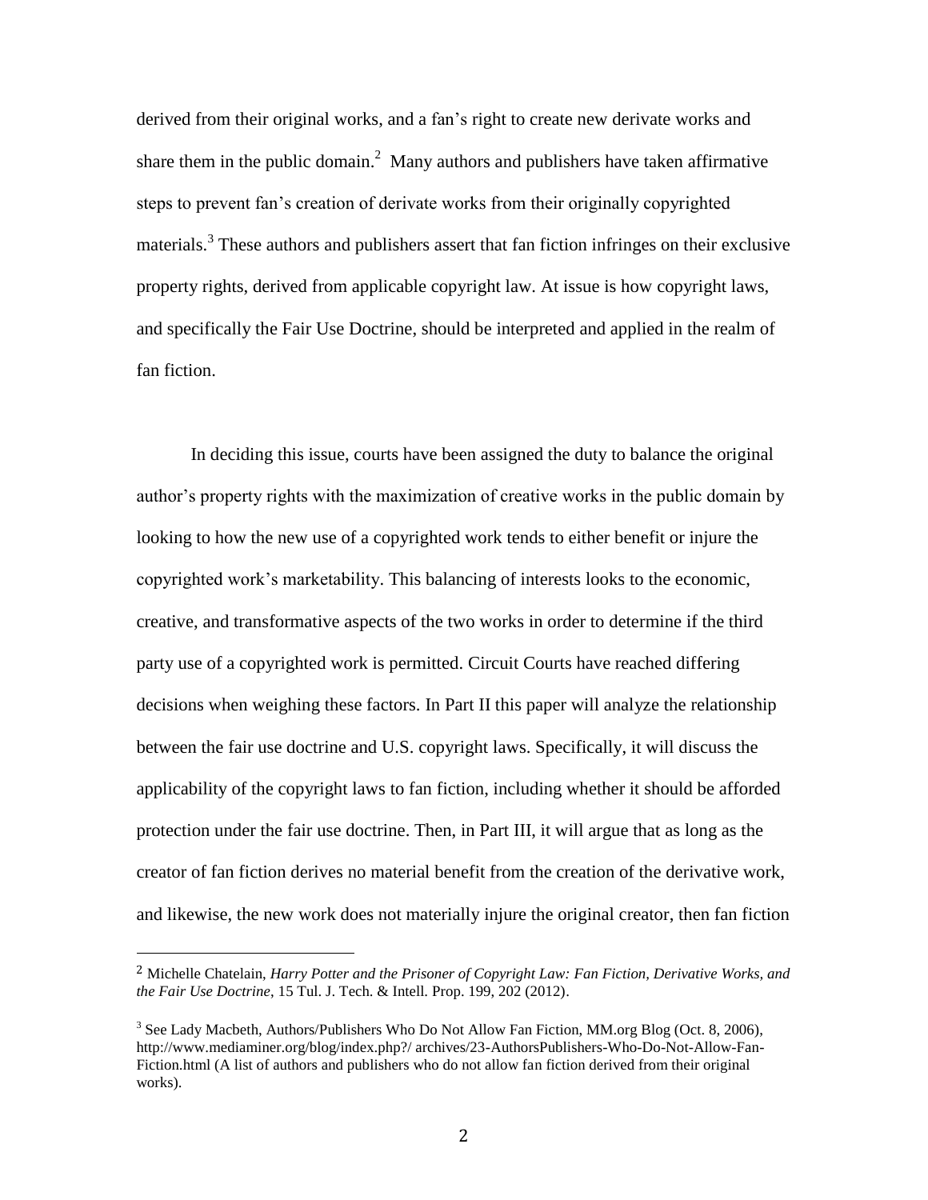derived from their original works, and a fan's right to create new derivate works and share them in the public domain.[2] Many authors and publishers have taken affirmative steps to prevent fan's creation of derivate works from their originally copyrighted materials.[3] These authors and publishers assert that fan fiction infringes on their exclusive property rights, derived from applicable copyright law. At issue is how copyright laws, and specifically the Fair Use Doctrine, should be interpreted and applied in the realm of fan fiction.

In deciding this issue, courts have been assigned the duty to balance the original author's property rights with the maximization of creative works in the public domain by looking to how the new use of a copyrighted work tends to either benefit or injure the copyrighted work's marketability. This balancing of interests looks to the economic, creative, and transformative aspects of the two works in order to determine if the third party use of a copyrighted work is permitted. Circuit Courts have reached differing decisions when weighing these factors. In Part II this paper will analyze the relationship between the fair use doctrine and U.S. copyright laws. Specifically, it will discuss the applicability of the copyright laws to fan fiction, including whether it should be afforded protection under the fair use doctrine. Then, in Part III, it will argue that as long as the creator of fan fiction derives no material benefit from the creation of the derivative work, and likewise, the new work does not materially injure the original creator, then fan fiction

---

[2] Michelle Chatelain, *Harry Potter and the Prisoner of Copyright Law: Fan Fiction, Derivative Works, and the Fair Use Doctrine*, 15 Tul. J. Tech. & Intell. Prop. 199, 202 (2012).

[3] See Lady Macbeth, Authors/Publishers Who Do Not Allow Fan Fiction, MM.org Blog (Oct. 8, 2006), http://www.mediaminer.org/blog/index.php?/ archives/23-AuthorsPublishers-Who-Do-Not-Allow-Fan-Fiction.html (A list of authors and publishers who do not allow fan fiction derived from their original works).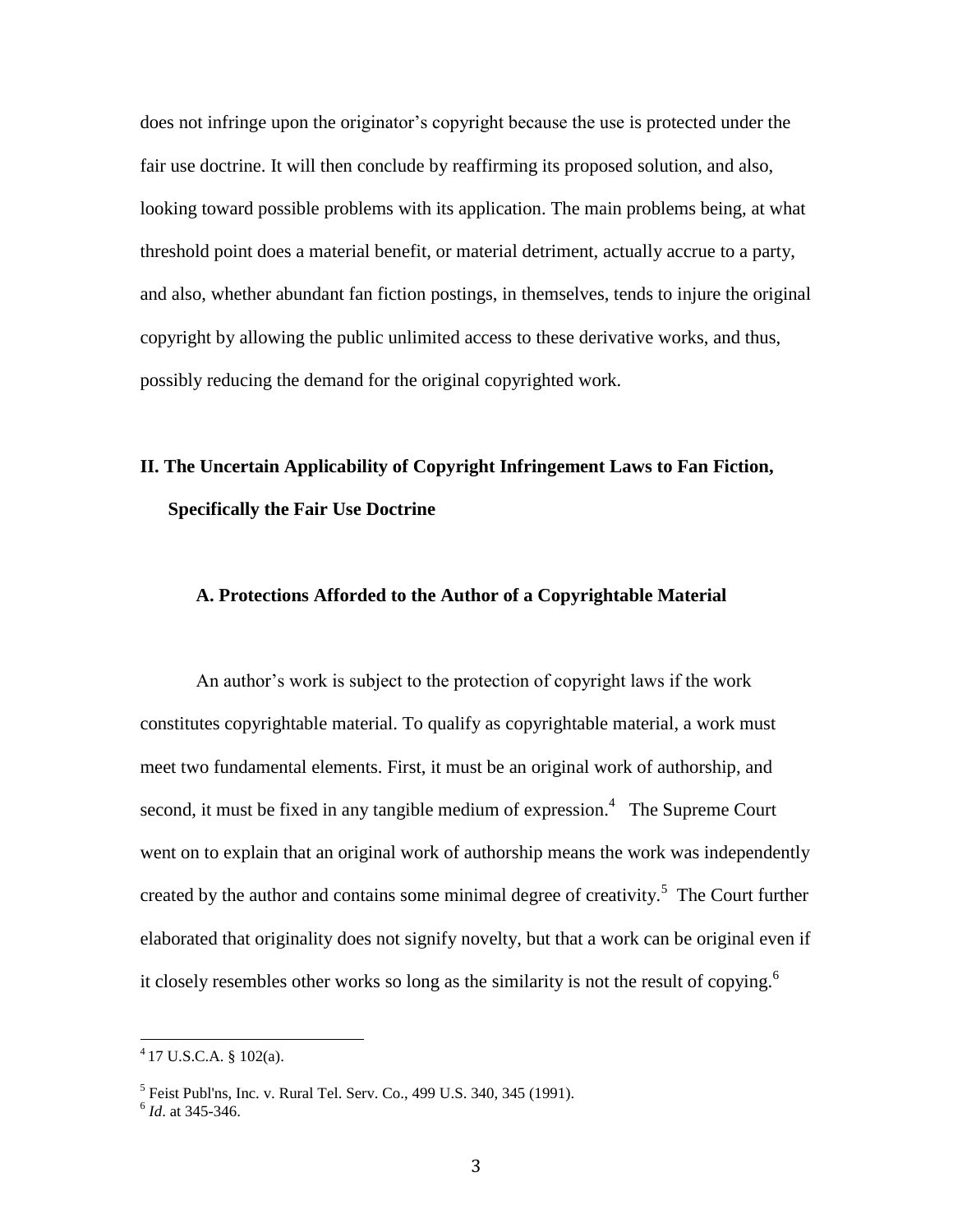does not infringe upon the originator's copyright because the use is protected under the fair use doctrine. It will then conclude by reaffirming its proposed solution, and also, looking toward possible problems with its application. The main problems being, at what threshold point does a material benefit, or material detriment, actually accrue to a party, and also, whether abundant fan fiction postings, in themselves, tends to injure the original copyright by allowing the public unlimited access to these derivative works, and thus, possibly reducing the demand for the original copyrighted work.

## II. The Uncertain Applicability of Copyright Infringement Laws to Fan Fiction, Specifically the Fair Use Doctrine

### A. Protections Afforded to the Author of a Copyrightable Material

An author's work is subject to the protection of copyright laws if the work constitutes copyrightable material. To qualify as copyrightable material, a work must meet two fundamental elements. First, it must be an original work of authorship, and second, it must be fixed in any tangible medium of expression.[4] The Supreme Court went on to explain that an original work of authorship means the work was independently created by the author and contains some minimal degree of creativity.[5] The Court further elaborated that originality does not signify novelty, but that a work can be original even if it closely resembles other works so long as the similarity is not the result of copying.[6]

---

[4] 17 U.S.C.A. § 102(a).

[5] Feist Publ'ns, Inc. v. Rural Tel. Serv. Co., 499 U.S. 340, 345 (1991).

[6] *Id*. at 345-346.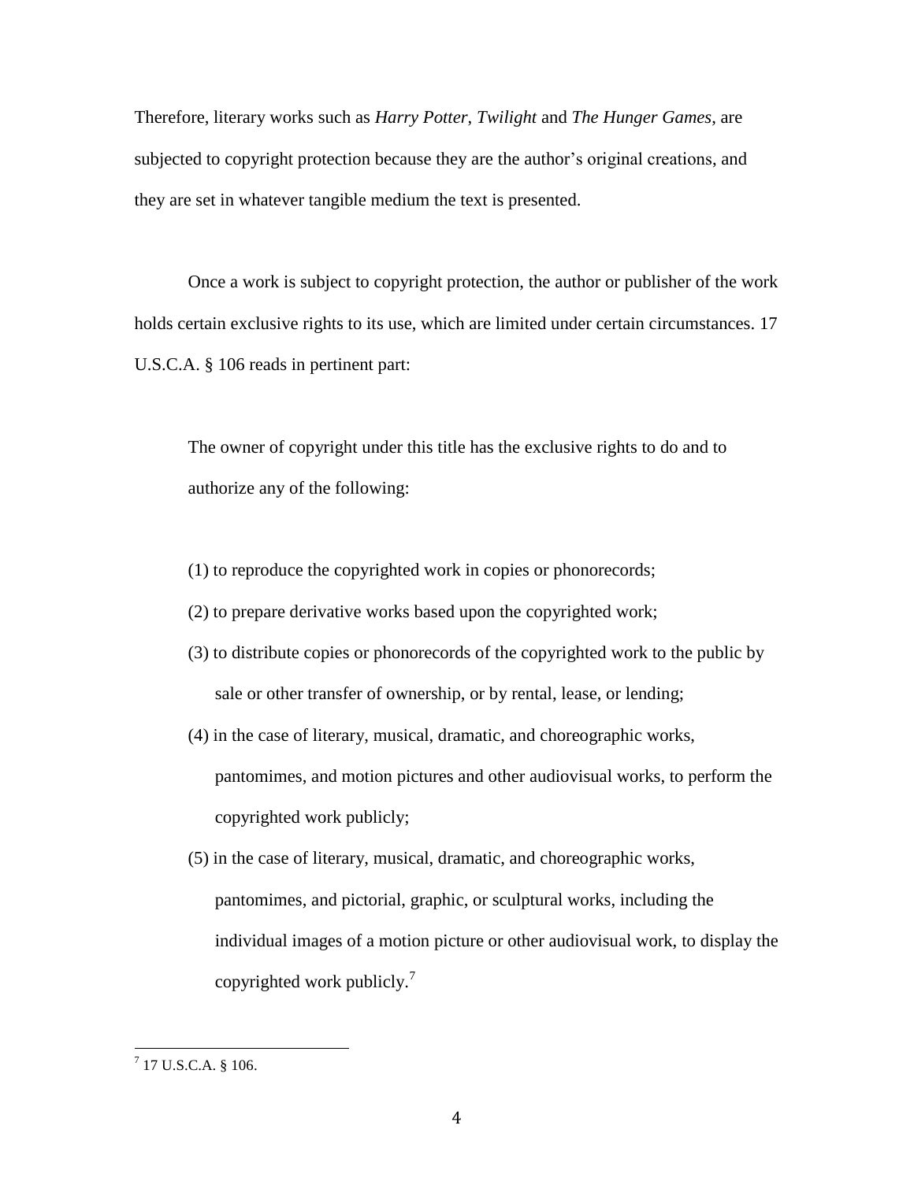Therefore, literary works such as *Harry Potter*, *Twilight* and *The Hunger Games*, are subjected to copyright protection because they are the author's original creations, and they are set in whatever tangible medium the text is presented.

Once a work is subject to copyright protection, the author or publisher of the work holds certain exclusive rights to its use, which are limited under certain circumstances. 17 U.S.C.A. § 106 reads in pertinent part:

> The owner of copyright under this title has the exclusive rights to do and to authorize any of the following:
>
> (1) to reproduce the copyrighted work in copies or phonorecords;
>
> (2) to prepare derivative works based upon the copyrighted work;
>
> (3) to distribute copies or phonorecords of the copyrighted work to the public by sale or other transfer of ownership, or by rental, lease, or lending;
>
> (4) in the case of literary, musical, dramatic, and choreographic works, pantomimes, and motion pictures and other audiovisual works, to perform the copyrighted work publicly;
>
> (5) in the case of literary, musical, dramatic, and choreographic works, pantomimes, and pictorial, graphic, or sculptural works, including the individual images of a motion picture or other audiovisual work, to display the copyrighted work publicly.[7]

---

[7] 17 U.S.C.A. § 106.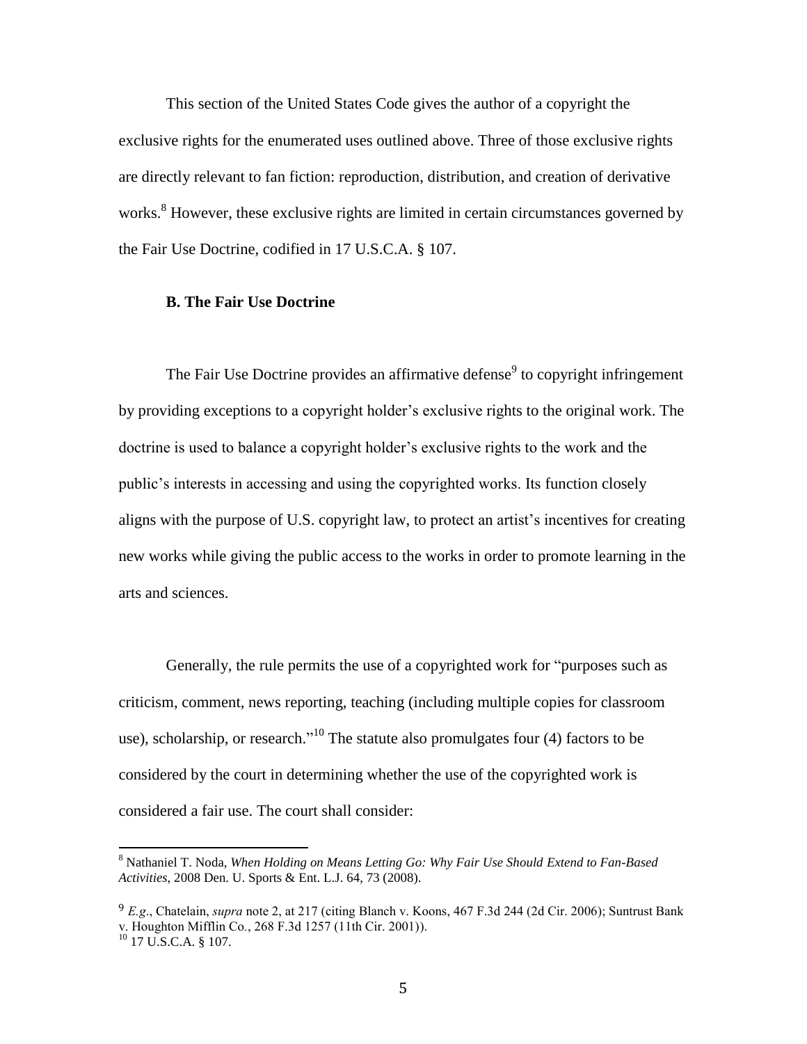This section of the United States Code gives the author of a copyright the exclusive rights for the enumerated uses outlined above. Three of those exclusive rights are directly relevant to fan fiction: reproduction, distribution, and creation of derivative works.[8] However, these exclusive rights are limited in certain circumstances governed by the Fair Use Doctrine, codified in 17 U.S.C.A. § 107.

### B. The Fair Use Doctrine

The Fair Use Doctrine provides an affirmative defense[9] to copyright infringement by providing exceptions to a copyright holder's exclusive rights to the original work. The doctrine is used to balance a copyright holder's exclusive rights to the work and the public's interests in accessing and using the copyrighted works. Its function closely aligns with the purpose of U.S. copyright law, to protect an artist's incentives for creating new works while giving the public access to the works in order to promote learning in the arts and sciences.

Generally, the rule permits the use of a copyrighted work for "purposes such as criticism, comment, news reporting, teaching (including multiple copies for classroom use), scholarship, or research."[10] The statute also promulgates four (4) factors to be considered by the court in determining whether the use of the copyrighted work is considered a fair use. The court shall consider:

---

[8] Nathaniel T. Noda, *When Holding on Means Letting Go: Why Fair Use Should Extend to Fan-Based Activities*, 2008 Den. U. Sports & Ent. L.J. 64, 73 (2008).

[9] *E.g*., Chatelain, *supra* note 2, at 217 (citing Blanch v. Koons, 467 F.3d 244 (2d Cir. 2006); Suntrust Bank v. Houghton Mifflin Co., 268 F.3d 1257 (11th Cir. 2001)).

[10] 17 U.S.C.A. § 107.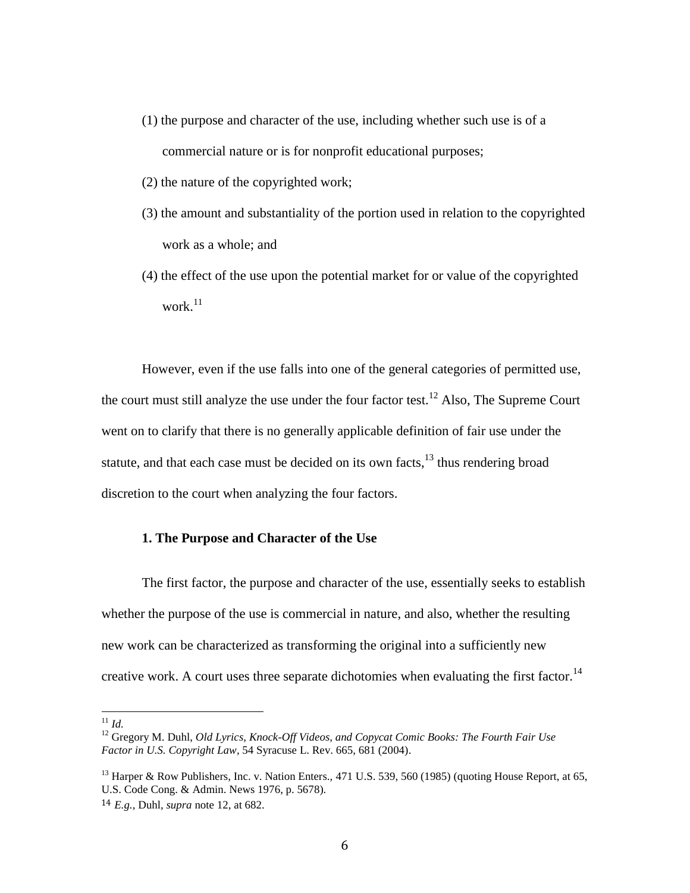(1) the purpose and character of the use, including whether such use is of a commercial nature or is for nonprofit educational purposes;

(2) the nature of the copyrighted work;

(3) the amount and substantiality of the portion used in relation to the copyrighted work as a whole; and

(4) the effect of the use upon the potential market for or value of the copyrighted work.[11]

However, even if the use falls into one of the general categories of permitted use, the court must still analyze the use under the four factor test.[12] Also, The Supreme Court went on to clarify that there is no generally applicable definition of fair use under the statute, and that each case must be decided on its own facts,[13] thus rendering broad discretion to the court when analyzing the four factors.

**1. The Purpose and Character of the Use**

The first factor, the purpose and character of the use, essentially seeks to establish whether the purpose of the use is commercial in nature, and also, whether the resulting new work can be characterized as transforming the original into a sufficiently new creative work. A court uses three separate dichotomies when evaluating the first factor.[14]

---

[11] *Id.*

[12] Gregory M. Duhl, *Old Lyrics, Knock-Off Videos, and Copycat Comic Books: The Fourth Fair Use Factor in U.S. Copyright Law*, 54 Syracuse L. Rev. 665, 681 (2004).

[13] Harper & Row Publishers, Inc. v. Nation Enters., 471 U.S. 539, 560 (1985) (quoting House Report, at 65, U.S. Code Cong. & Admin. News 1976, p. 5678).

[14] *E.g.*, Duhl, *supra* note 12, at 682.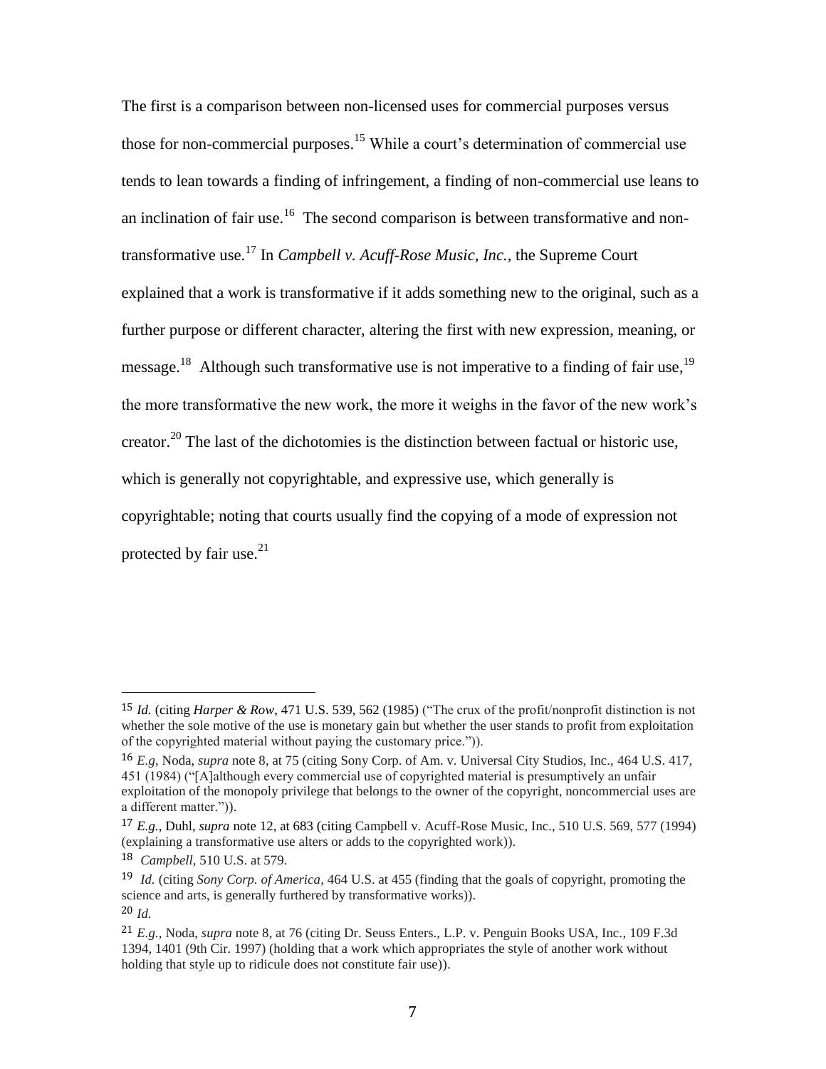The first is a comparison between non-licensed uses for commercial purposes versus those for non-commercial purposes.[15] While a court's determination of commercial use tends to lean towards a finding of infringement, a finding of non-commercial use leans to an inclination of fair use.[16] The second comparison is between transformative and non-transformative use.[17] In *Campbell v. Acuff-Rose Music, Inc.*, the Supreme Court explained that a work is transformative if it adds something new to the original, such as a further purpose or different character, altering the first with new expression, meaning, or message.[18] Although such transformative use is not imperative to a finding of fair use,[19] the more transformative the new work, the more it weighs in the favor of the new work's creator.[20] The last of the dichotomies is the distinction between factual or historic use, which is generally not copyrightable, and expressive use, which generally is copyrightable; noting that courts usually find the copying of a mode of expression not protected by fair use.[21]

---

[15] *Id.* (citing *Harper & Row*, 471 U.S. 539, 562 (1985) ("The crux of the profit/nonprofit distinction is not whether the sole motive of the use is monetary gain but whether the user stands to profit from exploitation of the copyrighted material without paying the customary price.")).

[16] *E.g*, Noda, *supra* note 8, at 75 (citing Sony Corp. of Am. v. Universal City Studios, Inc., 464 U.S. 417, 451 (1984) ("[A]lthough every commercial use of copyrighted material is presumptively an unfair exploitation of the monopoly privilege that belongs to the owner of the copyright, noncommercial uses are a different matter.")).

[17] *E.g.*, Duhl, *supra* note 12, at 683 (citing Campbell v. Acuff-Rose Music, Inc., 510 U.S. 569, 577 (1994) (explaining a transformative use alters or adds to the copyrighted work)).

[18] *Campbell*, 510 U.S. at 579.

[19] *Id.* (citing *Sony Corp. of America*, 464 U.S. at 455 (finding that the goals of copyright, promoting the science and arts, is generally furthered by transformative works)).

[20] *Id.*

[21] *E.g.*, Noda, *supra* note 8, at 76 (citing Dr. Seuss Enters., L.P. v. Penguin Books USA, Inc., 109 F.3d 1394, 1401 (9th Cir. 1997) (holding that a work which appropriates the style of another work without holding that style up to ridicule does not constitute fair use)).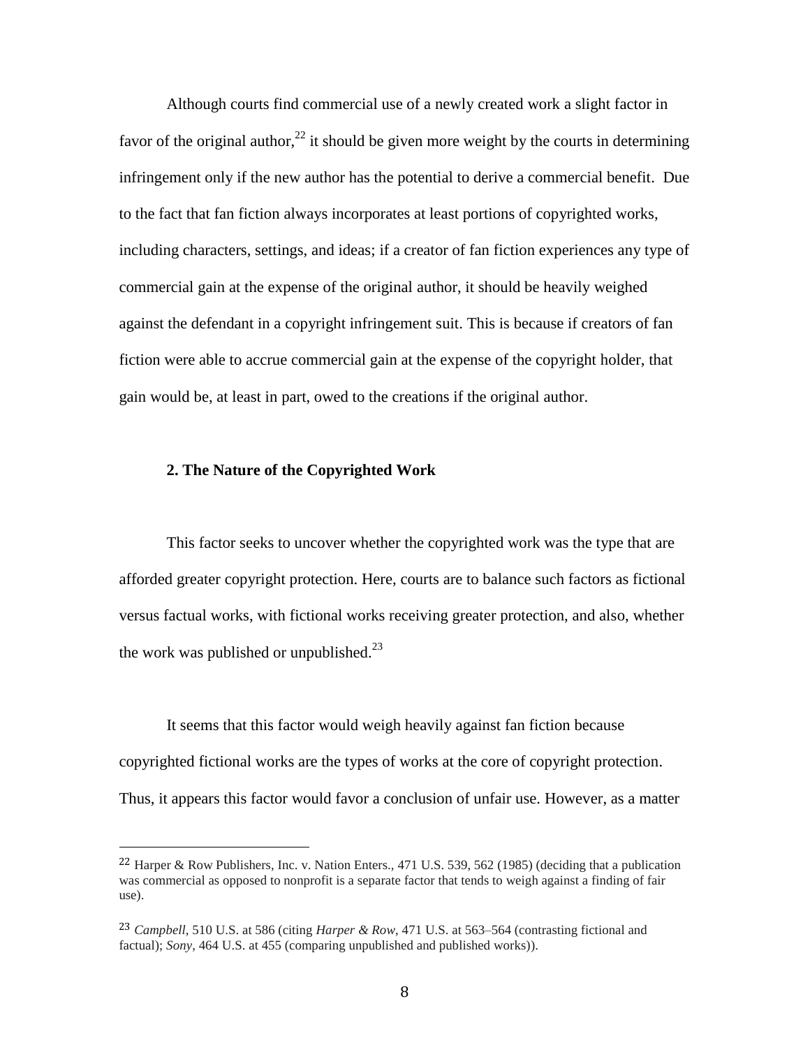Although courts find commercial use of a newly created work a slight factor in favor of the original author,[22] it should be given more weight by the courts in determining infringement only if the new author has the potential to derive a commercial benefit. Due to the fact that fan fiction always incorporates at least portions of copyrighted works, including characters, settings, and ideas; if a creator of fan fiction experiences any type of commercial gain at the expense of the original author, it should be heavily weighed against the defendant in a copyright infringement suit. This is because if creators of fan fiction were able to accrue commercial gain at the expense of the copyright holder, that gain would be, at least in part, owed to the creations if the original author.

**2. The Nature of the Copyrighted Work**

This factor seeks to uncover whether the copyrighted work was the type that are afforded greater copyright protection. Here, courts are to balance such factors as fictional versus factual works, with fictional works receiving greater protection, and also, whether the work was published or unpublished.[23]

It seems that this factor would weigh heavily against fan fiction because copyrighted fictional works are the types of works at the core of copyright protection. Thus, it appears this factor would favor a conclusion of unfair use. However, as a matter

---

[22] Harper & Row Publishers, Inc. v. Nation Enters., 471 U.S. 539, 562 (1985) (deciding that a publication was commercial as opposed to nonprofit is a separate factor that tends to weigh against a finding of fair use).

[23] *Campbell*, 510 U.S. at 586 (citing *Harper & Row*, 471 U.S. at 563–564 (contrasting fictional and factual); *Sony*, 464 U.S. at 455 (comparing unpublished and published works)).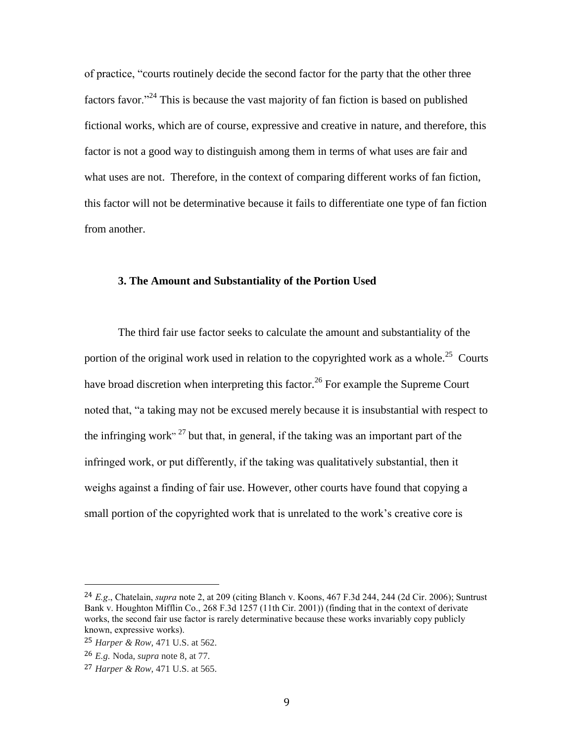of practice, "courts routinely decide the second factor for the party that the other three factors favor."[24] This is because the vast majority of fan fiction is based on published fictional works, which are of course, expressive and creative in nature, and therefore, this factor is not a good way to distinguish among them in terms of what uses are fair and what uses are not. Therefore, in the context of comparing different works of fan fiction, this factor will not be determinative because it fails to differentiate one type of fan fiction from another.

### 3. The Amount and Substantiality of the Portion Used

The third fair use factor seeks to calculate the amount and substantiality of the portion of the original work used in relation to the copyrighted work as a whole.[25] Courts have broad discretion when interpreting this factor.[26] For example the Supreme Court noted that, "a taking may not be excused merely because it is insubstantial with respect to the infringing work"[27] but that, in general, if the taking was an important part of the infringed work, or put differently, if the taking was qualitatively substantial, then it weighs against a finding of fair use. However, other courts have found that copying a small portion of the copyrighted work that is unrelated to the work's creative core is

---

[24] *E.g*., Chatelain, *supra* note 2, at 209 (citing Blanch v. Koons, 467 F.3d 244, 244 (2d Cir. 2006); Suntrust Bank v. Houghton Mifflin Co., 268 F.3d 1257 (11th Cir. 2001)) (finding that in the context of derivate works, the second fair use factor is rarely determinative because these works invariably copy publicly known, expressive works).

[25] *Harper & Row*, 471 U.S. at 562.

[26] *E.g.* Noda, *supra* note 8, at 77.

[27] *Harper & Row*, 471 U.S. at 565.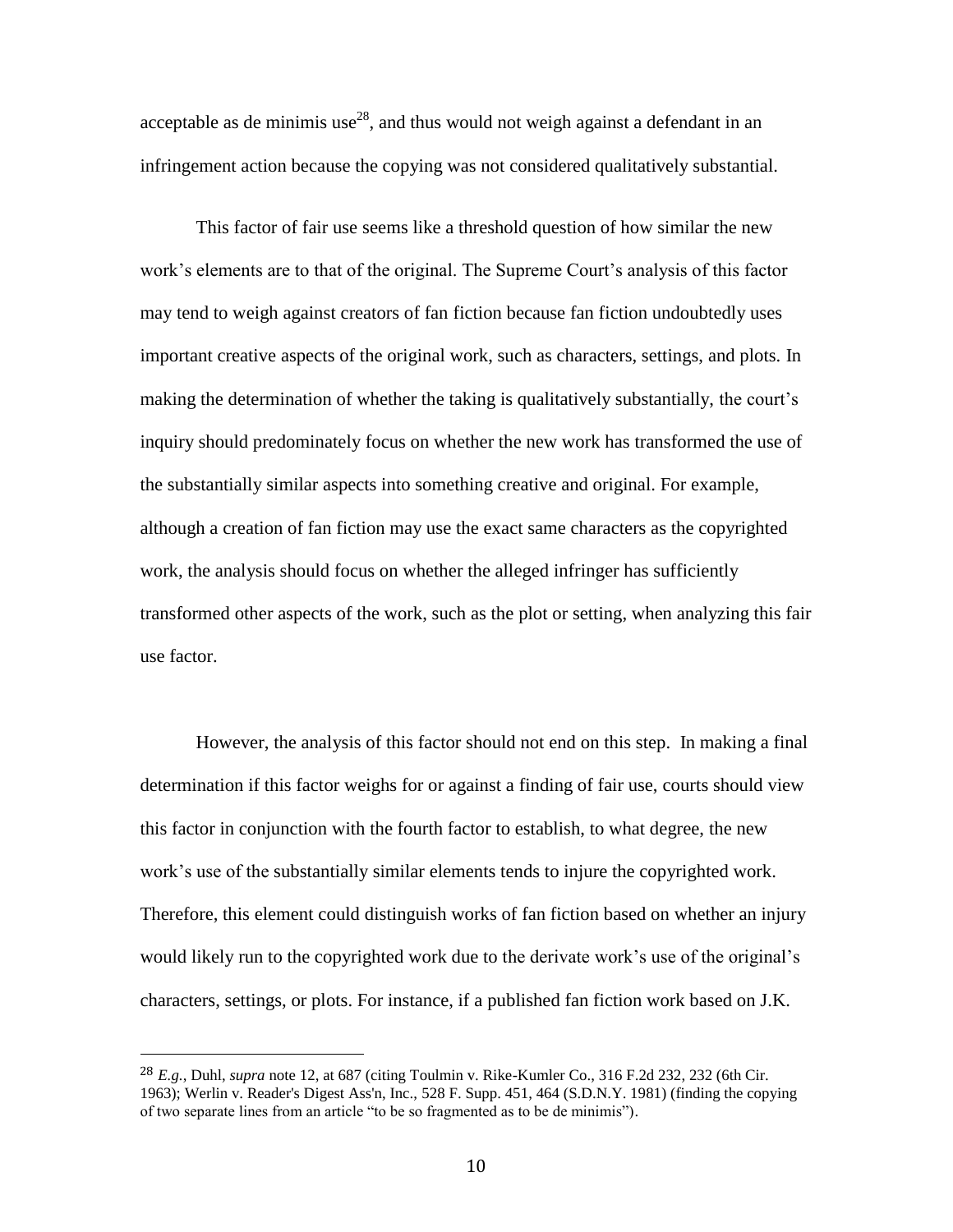acceptable as de minimis use[28], and thus would not weigh against a defendant in an infringement action because the copying was not considered qualitatively substantial.

This factor of fair use seems like a threshold question of how similar the new work's elements are to that of the original. The Supreme Court's analysis of this factor may tend to weigh against creators of fan fiction because fan fiction undoubtedly uses important creative aspects of the original work, such as characters, settings, and plots. In making the determination of whether the taking is qualitatively substantially, the court's inquiry should predominately focus on whether the new work has transformed the use of the substantially similar aspects into something creative and original. For example, although a creation of fan fiction may use the exact same characters as the copyrighted work, the analysis should focus on whether the alleged infringer has sufficiently transformed other aspects of the work, such as the plot or setting, when analyzing this fair use factor.

However, the analysis of this factor should not end on this step. In making a final determination if this factor weighs for or against a finding of fair use, courts should view this factor in conjunction with the fourth factor to establish, to what degree, the new work's use of the substantially similar elements tends to injure the copyrighted work. Therefore, this element could distinguish works of fan fiction based on whether an injury would likely run to the copyrighted work due to the derivate work's use of the original's characters, settings, or plots. For instance, if a published fan fiction work based on J.K.

---

[28] *E.g.*, Duhl, *supra* note 12, at 687 (citing Toulmin v. Rike-Kumler Co., 316 F.2d 232, 232 (6th Cir. 1963); Werlin v. Reader's Digest Ass'n, Inc., 528 F. Supp. 451, 464 (S.D.N.Y. 1981) (finding the copying of two separate lines from an article "to be so fragmented as to be de minimis").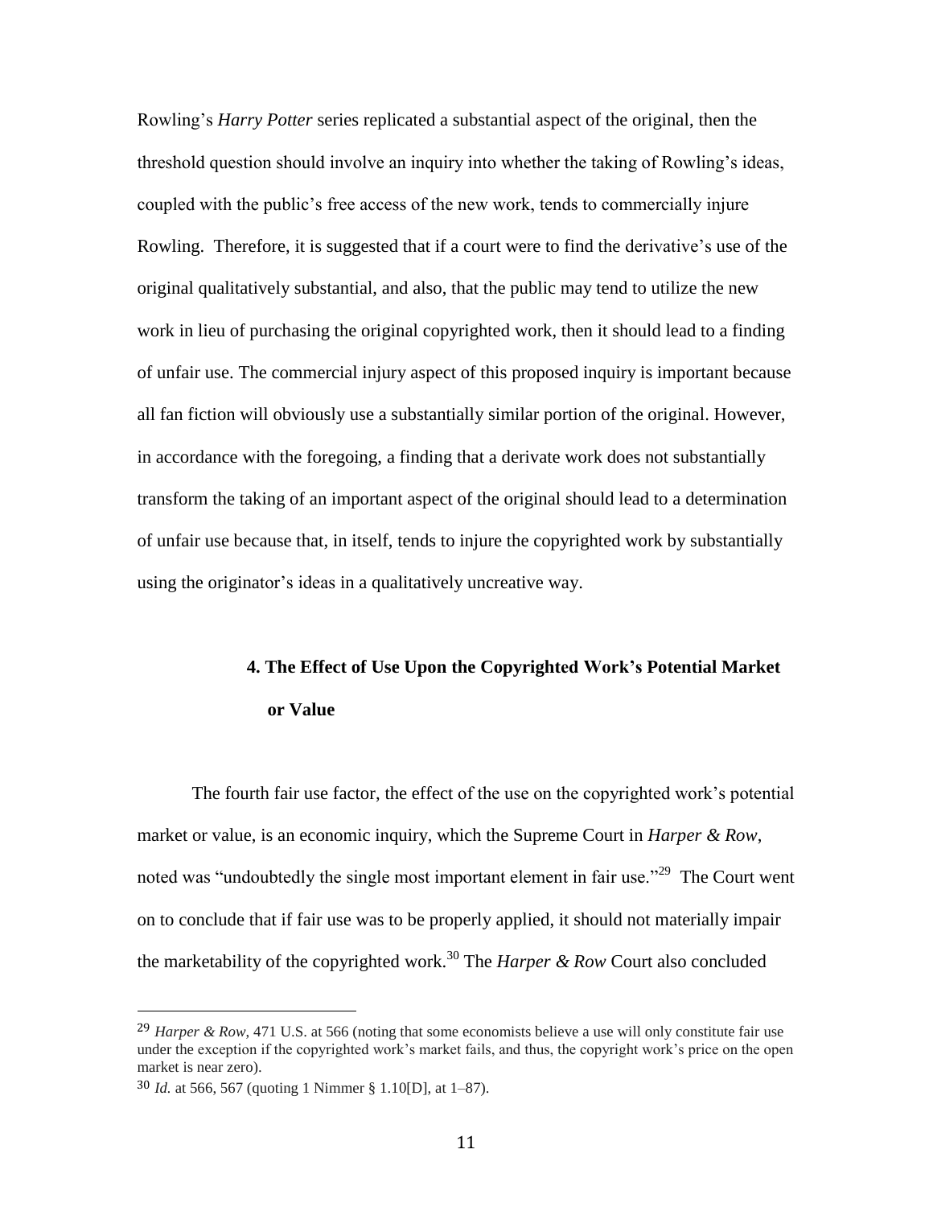Rowling's *Harry Potter* series replicated a substantial aspect of the original, then the threshold question should involve an inquiry into whether the taking of Rowling's ideas, coupled with the public's free access of the new work, tends to commercially injure Rowling. Therefore, it is suggested that if a court were to find the derivative's use of the original qualitatively substantial, and also, that the public may tend to utilize the new work in lieu of purchasing the original copyrighted work, then it should lead to a finding of unfair use. The commercial injury aspect of this proposed inquiry is important because all fan fiction will obviously use a substantially similar portion of the original. However, in accordance with the foregoing, a finding that a derivate work does not substantially transform the taking of an important aspect of the original should lead to a determination of unfair use because that, in itself, tends to injure the copyrighted work by substantially using the originator's ideas in a qualitatively uncreative way.

### 4. The Effect of Use Upon the Copyrighted Work's Potential Market or Value

The fourth fair use factor, the effect of the use on the copyrighted work's potential market or value, is an economic inquiry, which the Supreme Court in *Harper & Row*, noted was "undoubtedly the single most important element in fair use."[29] The Court went on to conclude that if fair use was to be properly applied, it should not materially impair the marketability of the copyrighted work.[30] The *Harper & Row* Court also concluded

---

[29] *Harper & Row*, 471 U.S. at 566 (noting that some economists believe a use will only constitute fair use under the exception if the copyrighted work's market fails, and thus, the copyright work's price on the open market is near zero).

[30] *Id.* at 566, 567 (quoting 1 Nimmer § 1.10[D], at 1–87).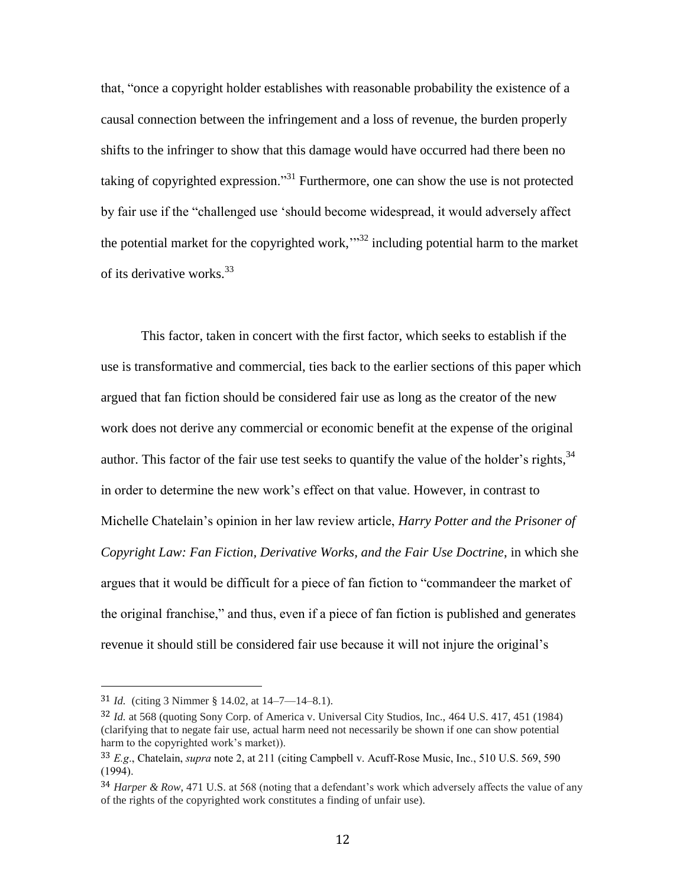that, "once a copyright holder establishes with reasonable probability the existence of a causal connection between the infringement and a loss of revenue, the burden properly shifts to the infringer to show that this damage would have occurred had there been no taking of copyrighted expression."[31] Furthermore, one can show the use is not protected by fair use if the "challenged use 'should become widespread, it would adversely affect the potential market for the copyrighted work,'"[32] including potential harm to the market of its derivative works.[33]

This factor, taken in concert with the first factor, which seeks to establish if the use is transformative and commercial, ties back to the earlier sections of this paper which argued that fan fiction should be considered fair use as long as the creator of the new work does not derive any commercial or economic benefit at the expense of the original author. This factor of the fair use test seeks to quantify the value of the holder's rights,[34] in order to determine the new work's effect on that value. However, in contrast to Michelle Chatelain's opinion in her law review article, *Harry Potter and the Prisoner of Copyright Law: Fan Fiction, Derivative Works, and the Fair Use Doctrine*, in which she argues that it would be difficult for a piece of fan fiction to "commandeer the market of the original franchise," and thus, even if a piece of fan fiction is published and generates revenue it should still be considered fair use because it will not injure the original's

---

[31] *Id.* (citing 3 Nimmer § 14.02, at 14–7—14–8.1).

[32] *Id.* at 568 (quoting Sony Corp. of America v. Universal City Studios, Inc., 464 U.S. 417, 451 (1984) (clarifying that to negate fair use, actual harm need not necessarily be shown if one can show potential harm to the copyrighted work's market)).

[33] *E.g*., Chatelain, *supra* note 2, at 211 (citing Campbell v. Acuff-Rose Music, Inc., 510 U.S. 569, 590 (1994).

[34] *Harper & Row,* 471 U.S. at 568 (noting that a defendant's work which adversely affects the value of any of the rights of the copyrighted work constitutes a finding of unfair use).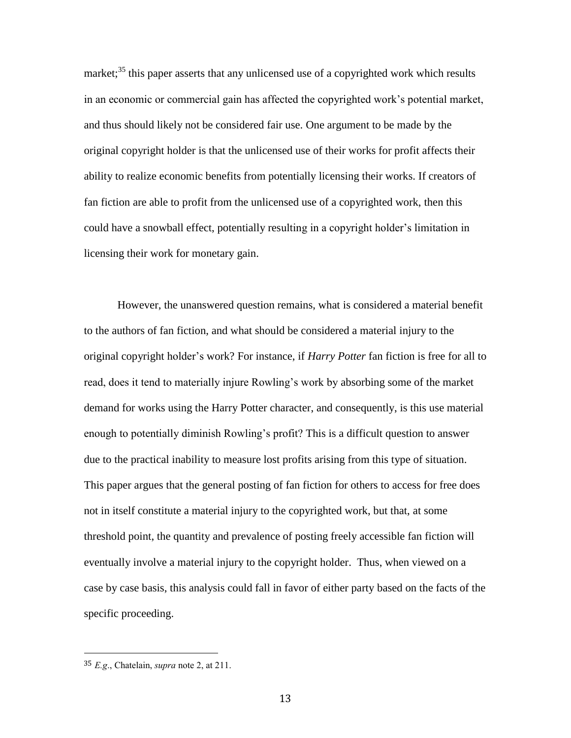market;[35] this paper asserts that any unlicensed use of a copyrighted work which results in an economic or commercial gain has affected the copyrighted work's potential market, and thus should likely not be considered fair use. One argument to be made by the original copyright holder is that the unlicensed use of their works for profit affects their ability to realize economic benefits from potentially licensing their works. If creators of fan fiction are able to profit from the unlicensed use of a copyrighted work, then this could have a snowball effect, potentially resulting in a copyright holder's limitation in licensing their work for monetary gain.

However, the unanswered question remains, what is considered a material benefit to the authors of fan fiction, and what should be considered a material injury to the original copyright holder's work? For instance, if *Harry Potter* fan fiction is free for all to read, does it tend to materially injure Rowling's work by absorbing some of the market demand for works using the Harry Potter character, and consequently, is this use material enough to potentially diminish Rowling's profit? This is a difficult question to answer due to the practical inability to measure lost profits arising from this type of situation. This paper argues that the general posting of fan fiction for others to access for free does not in itself constitute a material injury to the copyrighted work, but that, at some threshold point, the quantity and prevalence of posting freely accessible fan fiction will eventually involve a material injury to the copyright holder. Thus, when viewed on a case by case basis, this analysis could fall in favor of either party based on the facts of the specific proceeding.

---

[35] *E.g.*, Chatelain, *supra* note 2, at 211.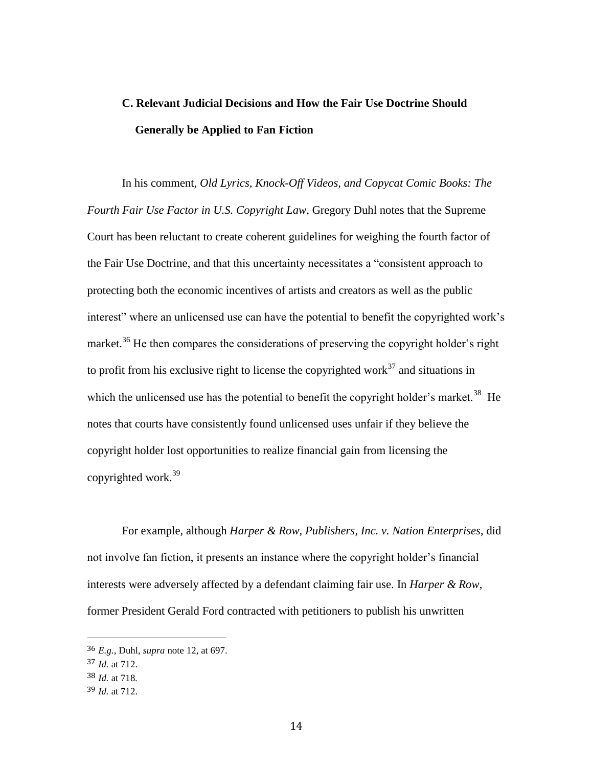### C. Relevant Judicial Decisions and How the Fair Use Doctrine Should Generally be Applied to Fan Fiction

In his comment, *Old Lyrics, Knock-Off Videos, and Copycat Comic Books: The Fourth Fair Use Factor in U.S. Copyright Law*, Gregory Duhl notes that the Supreme Court has been reluctant to create coherent guidelines for weighing the fourth factor of the Fair Use Doctrine, and that this uncertainty necessitates a "consistent approach to protecting both the economic incentives of artists and creators as well as the public interest" where an unlicensed use can have the potential to benefit the copyrighted work's market.[36] He then compares the considerations of preserving the copyright holder's right to profit from his exclusive right to license the copyrighted work[37] and situations in which the unlicensed use has the potential to benefit the copyright holder's market.[38] He notes that courts have consistently found unlicensed uses unfair if they believe the copyright holder lost opportunities to realize financial gain from licensing the copyrighted work.[39]

For example, although *Harper & Row, Publishers, Inc. v. Nation Enterprises*, did not involve fan fiction, it presents an instance where the copyright holder's financial interests were adversely affected by a defendant claiming fair use. In *Harper & Row*, former President Gerald Ford contracted with petitioners to publish his unwritten

---

36 *E.g.*, Duhl, *supra* note 12, at 697.

37 *Id.* at 712.

38 *Id.* at 718.

39 *Id.* at 712.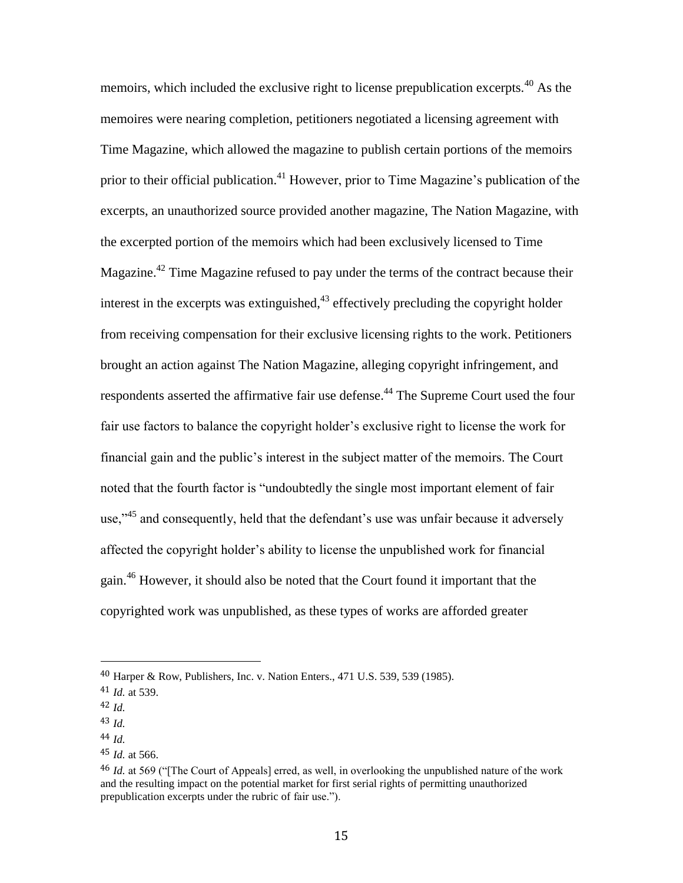memoirs, which included the exclusive right to license prepublication excerpts.[40] As the memoires were nearing completion, petitioners negotiated a licensing agreement with Time Magazine, which allowed the magazine to publish certain portions of the memoirs prior to their official publication.[41] However, prior to Time Magazine's publication of the excerpts, an unauthorized source provided another magazine, The Nation Magazine, with the excerpted portion of the memoirs which had been exclusively licensed to Time Magazine.[42] Time Magazine refused to pay under the terms of the contract because their interest in the excerpts was extinguished,[43] effectively precluding the copyright holder from receiving compensation for their exclusive licensing rights to the work. Petitioners brought an action against The Nation Magazine, alleging copyright infringement, and respondents asserted the affirmative fair use defense.[44] The Supreme Court used the four fair use factors to balance the copyright holder's exclusive right to license the work for financial gain and the public's interest in the subject matter of the memoirs. The Court noted that the fourth factor is "undoubtedly the single most important element of fair use,"[45] and consequently, held that the defendant's use was unfair because it adversely affected the copyright holder's ability to license the unpublished work for financial gain.[46] However, it should also be noted that the Court found it important that the copyrighted work was unpublished, as these types of works are afforded greater

---

[40] Harper & Row, Publishers, Inc. v. Nation Enters., 471 U.S. 539, 539 (1985).

[41] *Id.* at 539.

[42] *Id.*

[43] *Id.*

[44] *Id.*

[45] *Id.* at 566.

[46] *Id.* at 569 ("[The Court of Appeals] erred, as well, in overlooking the unpublished nature of the work and the resulting impact on the potential market for first serial rights of permitting unauthorized prepublication excerpts under the rubric of fair use.").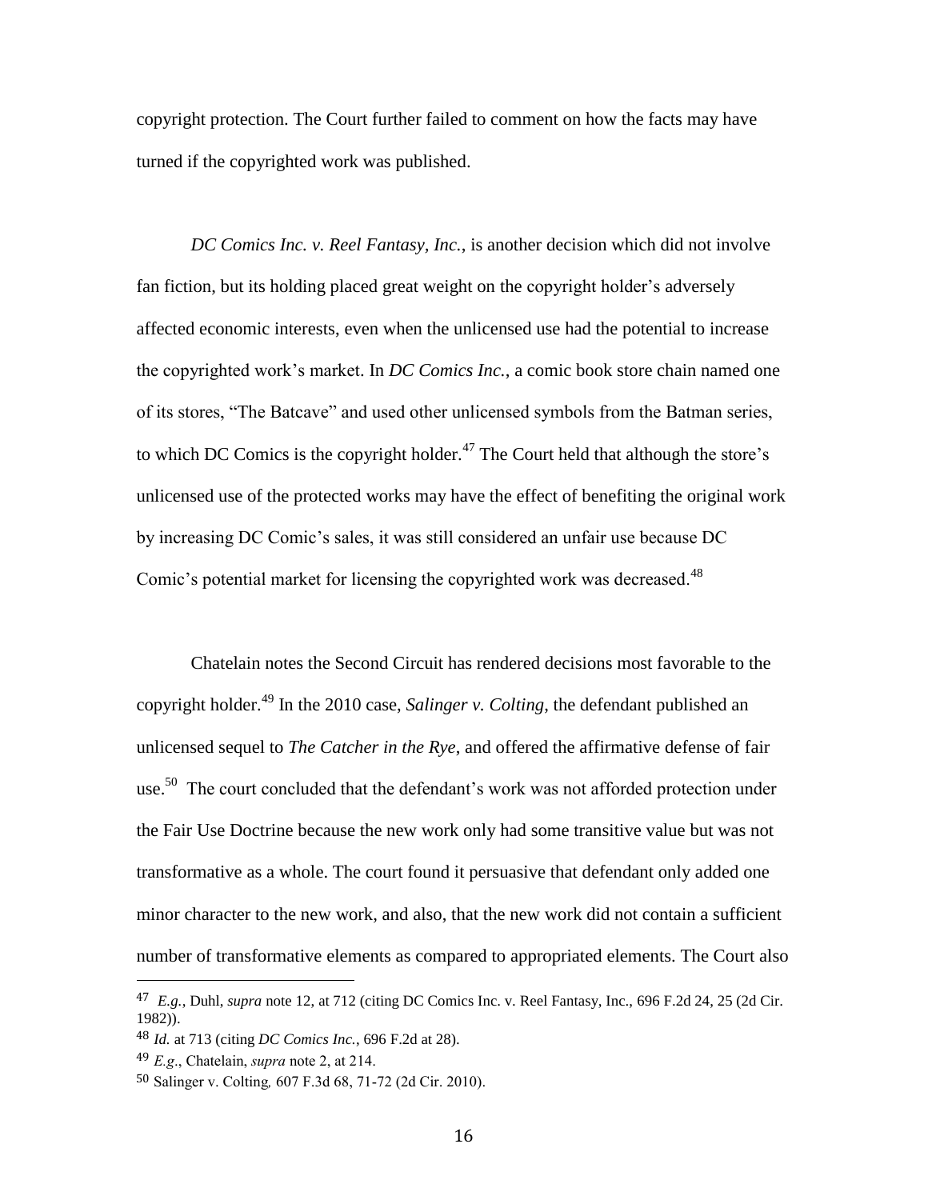copyright protection. The Court further failed to comment on how the facts may have turned if the copyrighted work was published.

*DC Comics Inc. v. Reel Fantasy, Inc.*, is another decision which did not involve fan fiction, but its holding placed great weight on the copyright holder's adversely affected economic interests, even when the unlicensed use had the potential to increase the copyrighted work's market. In *DC Comics Inc.*, a comic book store chain named one of its stores, "The Batcave" and used other unlicensed symbols from the Batman series, to which DC Comics is the copyright holder.[47] The Court held that although the store's unlicensed use of the protected works may have the effect of benefiting the original work by increasing DC Comic's sales, it was still considered an unfair use because DC Comic's potential market for licensing the copyrighted work was decreased.[48]

Chatelain notes the Second Circuit has rendered decisions most favorable to the copyright holder.[49] In the 2010 case, *Salinger v. Colting*, the defendant published an unlicensed sequel to *The Catcher in the Rye*, and offered the affirmative defense of fair use.[50] The court concluded that the defendant's work was not afforded protection under the Fair Use Doctrine because the new work only had some transitive value but was not transformative as a whole. The court found it persuasive that defendant only added one minor character to the new work, and also, that the new work did not contain a sufficient number of transformative elements as compared to appropriated elements. The Court also

---

47 *E.g.*, Duhl, *supra* note 12, at 712 (citing DC Comics Inc. v. Reel Fantasy, Inc., 696 F.2d 24, 25 (2d Cir. 1982)).

48 *Id.* at 713 (citing *DC Comics Inc.*, 696 F.2d at 28).

49 *E.g*., Chatelain, *supra* note 2, at 214.

50 Salinger v. Colting*,* 607 F.3d 68, 71-72 (2d Cir. 2010).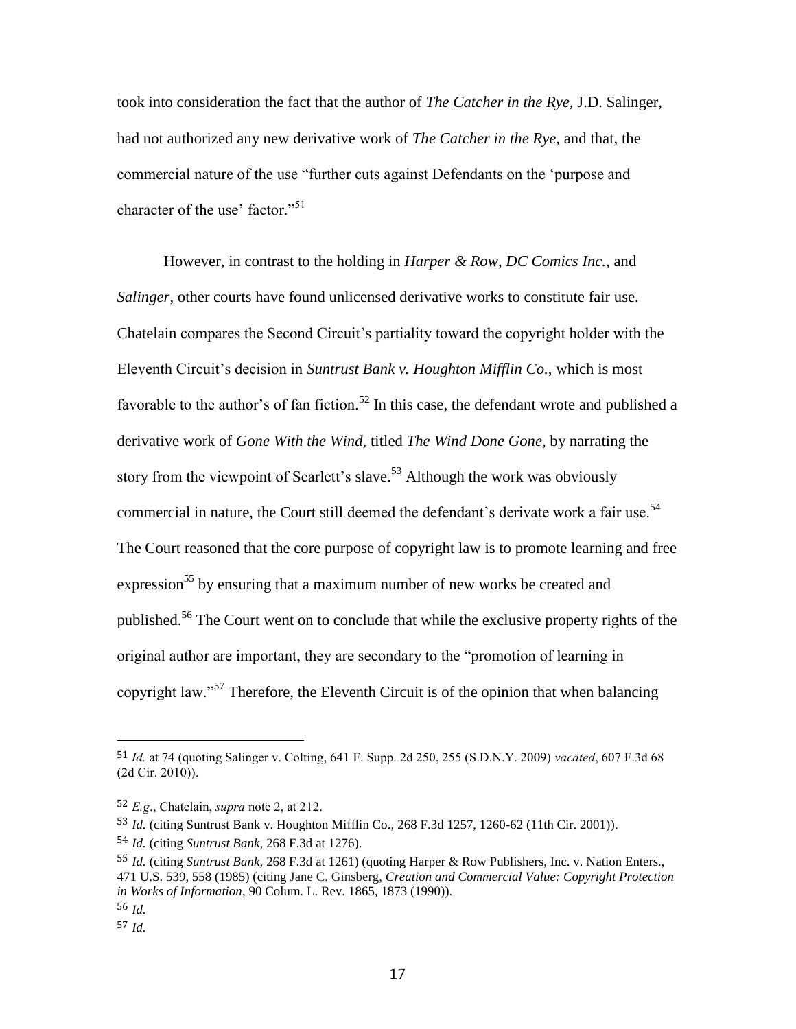took into consideration the fact that the author of *The Catcher in the Rye*, J.D. Salinger, had not authorized any new derivative work of *The Catcher in the Rye*, and that, the commercial nature of the use "further cuts against Defendants on the 'purpose and character of the use' factor."[51]

However, in contrast to the holding in *Harper & Row*, *DC Comics Inc.*, and *Salinger*, other courts have found unlicensed derivative works to constitute fair use. Chatelain compares the Second Circuit's partiality toward the copyright holder with the Eleventh Circuit's decision in *Suntrust Bank v. Houghton Mifflin Co.*, which is most favorable to the author's of fan fiction.[52] In this case, the defendant wrote and published a derivative work of *Gone With the Wind,* titled *The Wind Done Gone*, by narrating the story from the viewpoint of Scarlett's slave.[53] Although the work was obviously commercial in nature, the Court still deemed the defendant's derivate work a fair use.[54] The Court reasoned that the core purpose of copyright law is to promote learning and free expression[55] by ensuring that a maximum number of new works be created and published.[56] The Court went on to conclude that while the exclusive property rights of the original author are important, they are secondary to the "promotion of learning in copyright law."[57] Therefore, the Eleventh Circuit is of the opinion that when balancing

---

[51] *Id.* at 74 (quoting Salinger v. Colting, 641 F. Supp. 2d 250, 255 (S.D.N.Y. 2009) *vacated*, 607 F.3d 68 (2d Cir. 2010)).

[52] *E.g*., Chatelain, *supra* note 2, at 212.

[53] *Id.* (citing Suntrust Bank v. Houghton Mifflin Co., 268 F.3d 1257, 1260-62 (11th Cir. 2001)).

[54] *Id.* (citing *Suntrust Bank,* 268 F.3d at 1276).

[55] *Id.* (citing *Suntrust Bank,* 268 F.3d at 1261) (quoting Harper & Row Publishers, Inc. v. Nation Enters., 471 U.S. 539, 558 (1985) (citing Jane C. Ginsberg, *Creation and Commercial Value: Copyright Protection in Works of Information*, 90 Colum. L. Rev. 1865, 1873 (1990)).

[56] *Id.*

[57] *Id.*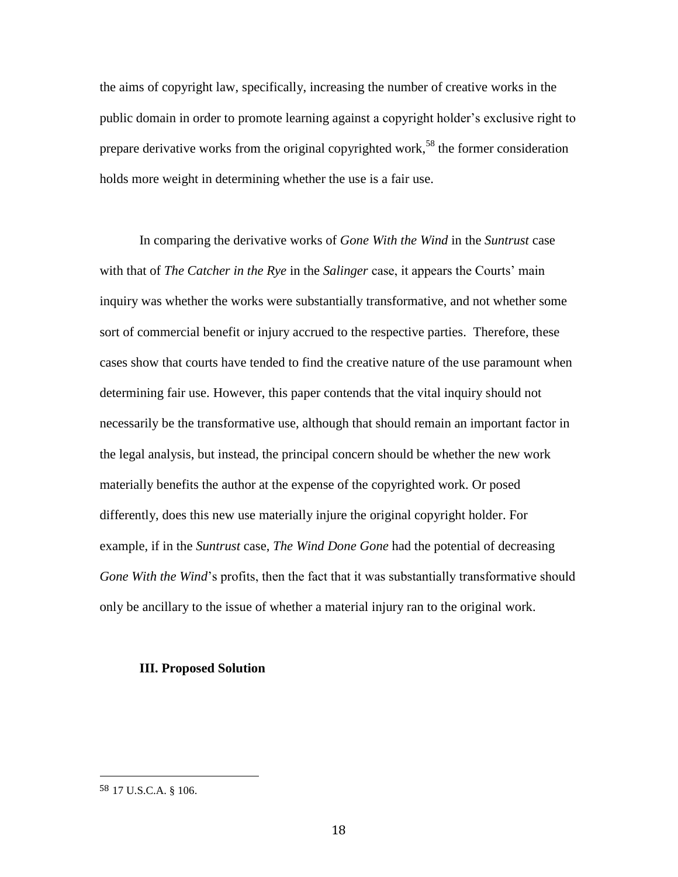the aims of copyright law, specifically, increasing the number of creative works in the public domain in order to promote learning against a copyright holder's exclusive right to prepare derivative works from the original copyrighted work,[58] the former consideration holds more weight in determining whether the use is a fair use.

In comparing the derivative works of *Gone With the Wind* in the *Suntrust* case with that of *The Catcher in the Rye* in the *Salinger* case, it appears the Courts' main inquiry was whether the works were substantially transformative, and not whether some sort of commercial benefit or injury accrued to the respective parties. Therefore, these cases show that courts have tended to find the creative nature of the use paramount when determining fair use. However, this paper contends that the vital inquiry should not necessarily be the transformative use, although that should remain an important factor in the legal analysis, but instead, the principal concern should be whether the new work materially benefits the author at the expense of the copyrighted work. Or posed differently, does this new use materially injure the original copyright holder. For example, if in the *Suntrust* case, *The Wind Done Gone* had the potential of decreasing *Gone With the Wind*'s profits, then the fact that it was substantially transformative should only be ancillary to the issue of whether a material injury ran to the original work.

## III. Proposed Solution

---

[58] 17 U.S.C.A. § 106.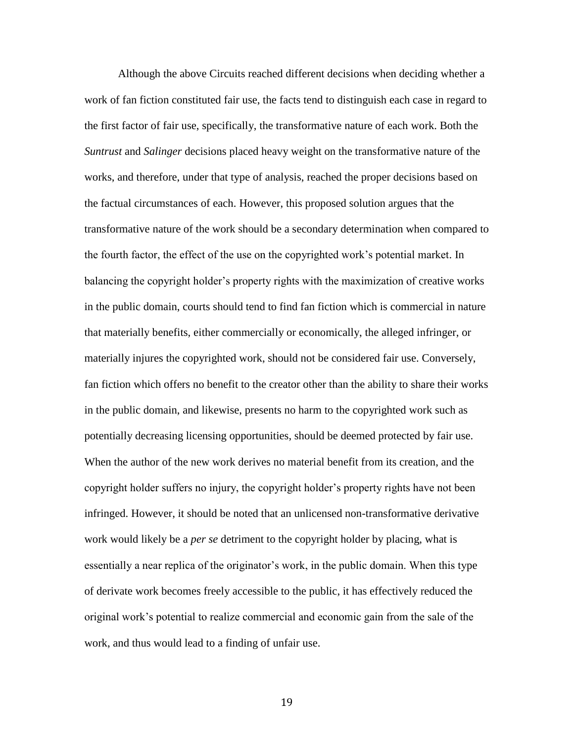Although the above Circuits reached different decisions when deciding whether a work of fan fiction constituted fair use, the facts tend to distinguish each case in regard to the first factor of fair use, specifically, the transformative nature of each work. Both the *Suntrust* and *Salinger* decisions placed heavy weight on the transformative nature of the works, and therefore, under that type of analysis, reached the proper decisions based on the factual circumstances of each. However, this proposed solution argues that the transformative nature of the work should be a secondary determination when compared to the fourth factor, the effect of the use on the copyrighted work's potential market. In balancing the copyright holder's property rights with the maximization of creative works in the public domain, courts should tend to find fan fiction which is commercial in nature that materially benefits, either commercially or economically, the alleged infringer, or materially injures the copyrighted work, should not be considered fair use. Conversely, fan fiction which offers no benefit to the creator other than the ability to share their works in the public domain, and likewise, presents no harm to the copyrighted work such as potentially decreasing licensing opportunities, should be deemed protected by fair use. When the author of the new work derives no material benefit from its creation, and the copyright holder suffers no injury, the copyright holder's property rights have not been infringed. However, it should be noted that an unlicensed non-transformative derivative work would likely be a *per se* detriment to the copyright holder by placing, what is essentially a near replica of the originator's work, in the public domain. When this type of derivate work becomes freely accessible to the public, it has effectively reduced the original work's potential to realize commercial and economic gain from the sale of the work, and thus would lead to a finding of unfair use.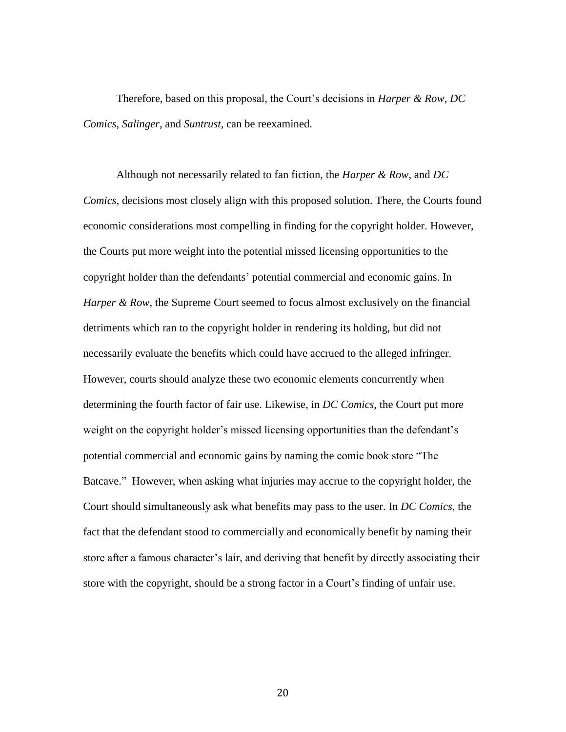Therefore, based on this proposal, the Court's decisions in *Harper & Row*, *DC Comics*, *Salinger*, and *Suntrust*, can be reexamined.

Although not necessarily related to fan fiction, the *Harper & Row*, and *DC Comics*, decisions most closely align with this proposed solution. There, the Courts found economic considerations most compelling in finding for the copyright holder. However, the Courts put more weight into the potential missed licensing opportunities to the copyright holder than the defendants' potential commercial and economic gains. In *Harper & Row*, the Supreme Court seemed to focus almost exclusively on the financial detriments which ran to the copyright holder in rendering its holding, but did not necessarily evaluate the benefits which could have accrued to the alleged infringer. However, courts should analyze these two economic elements concurrently when determining the fourth factor of fair use. Likewise, in *DC Comics*, the Court put more weight on the copyright holder's missed licensing opportunities than the defendant's potential commercial and economic gains by naming the comic book store "The Batcave." However, when asking what injuries may accrue to the copyright holder, the Court should simultaneously ask what benefits may pass to the user. In *DC Comics*, the fact that the defendant stood to commercially and economically benefit by naming their store after a famous character's lair, and deriving that benefit by directly associating their store with the copyright, should be a strong factor in a Court's finding of unfair use.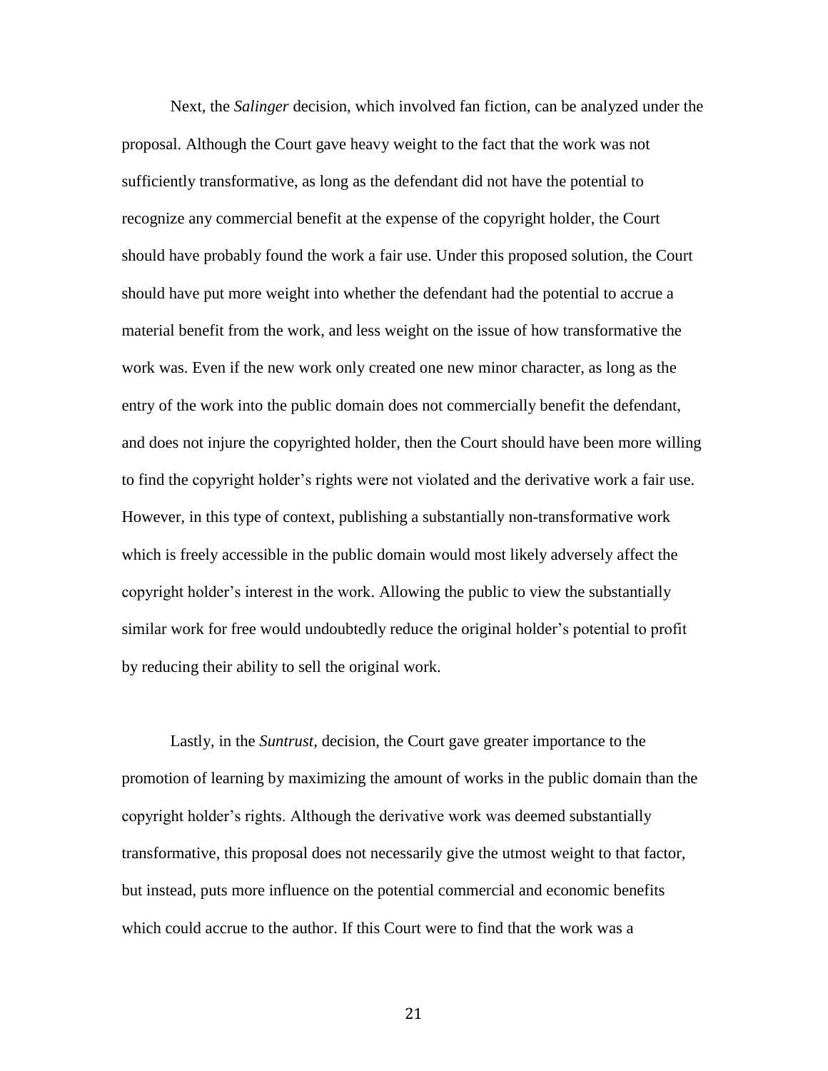Next, the *Salinger* decision, which involved fan fiction, can be analyzed under the proposal. Although the Court gave heavy weight to the fact that the work was not sufficiently transformative, as long as the defendant did not have the potential to recognize any commercial benefit at the expense of the copyright holder, the Court should have probably found the work a fair use. Under this proposed solution, the Court should have put more weight into whether the defendant had the potential to accrue a material benefit from the work, and less weight on the issue of how transformative the work was. Even if the new work only created one new minor character, as long as the entry of the work into the public domain does not commercially benefit the defendant, and does not injure the copyrighted holder, then the Court should have been more willing to find the copyright holder's rights were not violated and the derivative work a fair use. However, in this type of context, publishing a substantially non-transformative work which is freely accessible in the public domain would most likely adversely affect the copyright holder's interest in the work. Allowing the public to view the substantially similar work for free would undoubtedly reduce the original holder's potential to profit by reducing their ability to sell the original work.

Lastly, in the *Suntrust*, decision, the Court gave greater importance to the promotion of learning by maximizing the amount of works in the public domain than the copyright holder's rights. Although the derivative work was deemed substantially transformative, this proposal does not necessarily give the utmost weight to that factor, but instead, puts more influence on the potential commercial and economic benefits which could accrue to the author. If this Court were to find that the work was a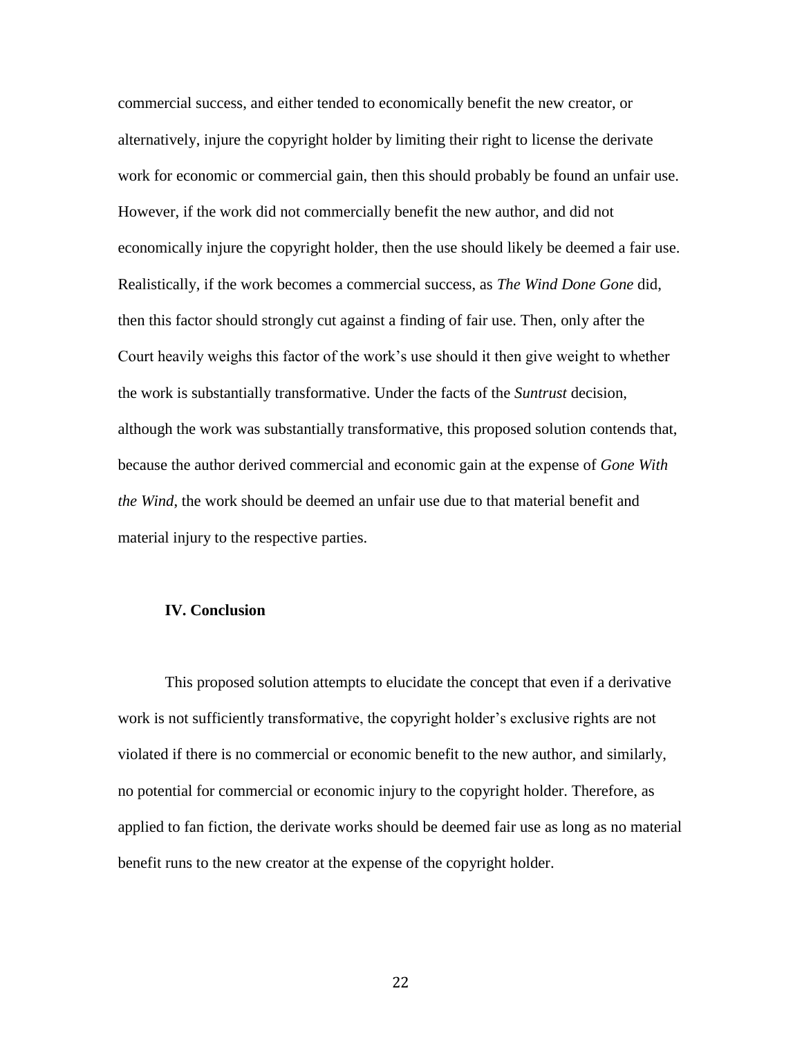commercial success, and either tended to economically benefit the new creator, or alternatively, injure the copyright holder by limiting their right to license the derivate work for economic or commercial gain, then this should probably be found an unfair use. However, if the work did not commercially benefit the new author, and did not economically injure the copyright holder, then the use should likely be deemed a fair use. Realistically, if the work becomes a commercial success, as *The Wind Done Gone* did, then this factor should strongly cut against a finding of fair use. Then, only after the Court heavily weighs this factor of the work's use should it then give weight to whether the work is substantially transformative. Under the facts of the *Suntrust* decision, although the work was substantially transformative, this proposed solution contends that, because the author derived commercial and economic gain at the expense of *Gone With the Wind*, the work should be deemed an unfair use due to that material benefit and material injury to the respective parties.

## IV. Conclusion

This proposed solution attempts to elucidate the concept that even if a derivative work is not sufficiently transformative, the copyright holder's exclusive rights are not violated if there is no commercial or economic benefit to the new author, and similarly, no potential for commercial or economic injury to the copyright holder. Therefore, as applied to fan fiction, the derivate works should be deemed fair use as long as no material benefit runs to the new creator at the expense of the copyright holder.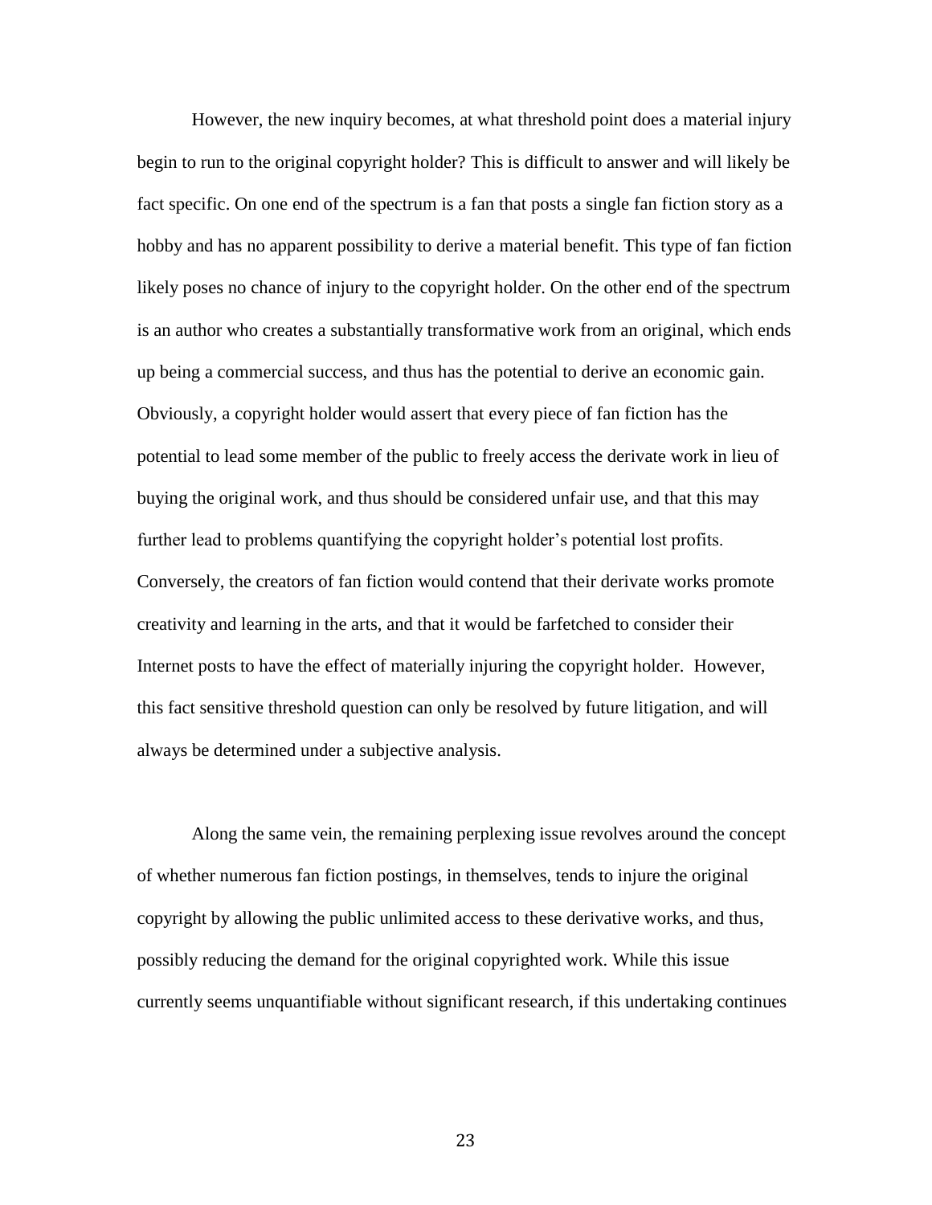However, the new inquiry becomes, at what threshold point does a material injury begin to run to the original copyright holder? This is difficult to answer and will likely be fact specific. On one end of the spectrum is a fan that posts a single fan fiction story as a hobby and has no apparent possibility to derive a material benefit. This type of fan fiction likely poses no chance of injury to the copyright holder. On the other end of the spectrum is an author who creates a substantially transformative work from an original, which ends up being a commercial success, and thus has the potential to derive an economic gain. Obviously, a copyright holder would assert that every piece of fan fiction has the potential to lead some member of the public to freely access the derivate work in lieu of buying the original work, and thus should be considered unfair use, and that this may further lead to problems quantifying the copyright holder's potential lost profits. Conversely, the creators of fan fiction would contend that their derivate works promote creativity and learning in the arts, and that it would be farfetched to consider their Internet posts to have the effect of materially injuring the copyright holder. However, this fact sensitive threshold question can only be resolved by future litigation, and will always be determined under a subjective analysis.

Along the same vein, the remaining perplexing issue revolves around the concept of whether numerous fan fiction postings, in themselves, tends to injure the original copyright by allowing the public unlimited access to these derivative works, and thus, possibly reducing the demand for the original copyrighted work. While this issue currently seems unquantifiable without significant research, if this undertaking continues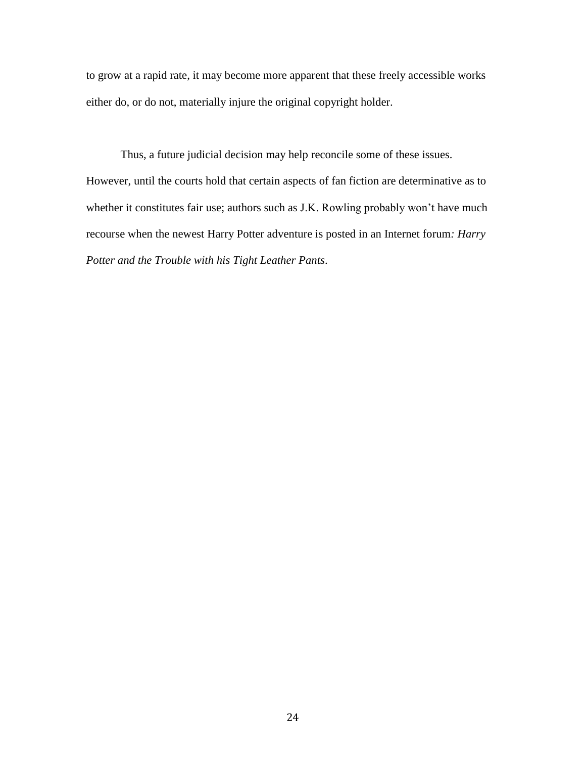to grow at a rapid rate, it may become more apparent that these freely accessible works either do, or do not, materially injure the original copyright holder.

Thus, a future judicial decision may help reconcile some of these issues. However, until the courts hold that certain aspects of fan fiction are determinative as to whether it constitutes fair use; authors such as J.K. Rowling probably won't have much recourse when the newest Harry Potter adventure is posted in an Internet forum*: Harry Potter and the Trouble with his Tight Leather Pants*.